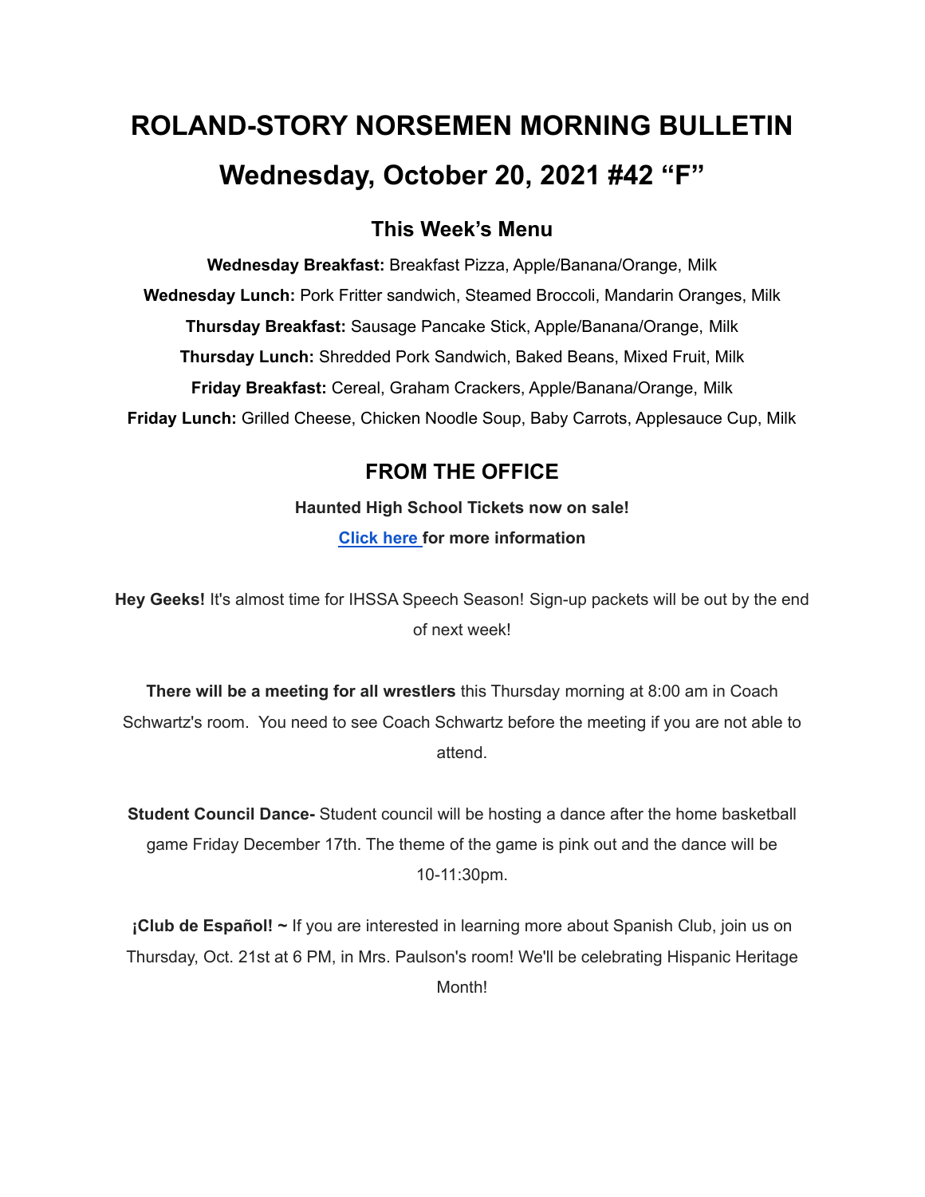# ROLAND-STORY NORSEMEN MORNING BULLETIN

# Wednesday, October 20, 2021 #42 "F"

## This Week's Menu

**Wednesday Breakfast:** Breakfast Pizza, Apple/Banana/Orange, Milk

**Wednesday Lunch:** Pork Fritter sandwich, Steamed Broccoli, Mandarin Oranges, Milk

**Thursday Breakfast:** Sausage Pancake Stick, Apple/Banana/Orange, Milk

**Thursday Lunch:** Shredded Pork Sandwich, Baked Beans, Mixed Fruit, Milk

**Friday Breakfast:** Cereal, Graham Crackers, Apple/Banana/Orange, Milk

**Friday Lunch:** Grilled Cheese, Chicken Noodle Soup, Baby Carrots, Applesauce Cup, Milk

## FROM THE OFFICE

**Haunted High School Tickets now on sale!**

**Click here for more information**

**Hey Geeks!** It's almost time for IHSSA Speech Season! Sign-up packets will be out by the end of next week!

**There will be a meeting for all wrestlers** this Thursday morning at 8:00 am in Coach Schwartz's room. You need to see Coach Schwartz before the meeting if you are not able to attend.

**Student Council Dance-** Student council will be hosting a dance after the home basketball game Friday December 17th. The theme of the game is pink out and the dance will be 10-11:30pm.

**¡Club de Español! ~** If you are interested in learning more about Spanish Club, join us on Thursday, Oct. 21st at 6 PM, in Mrs. Paulson's room! We'll be celebrating Hispanic Heritage Month!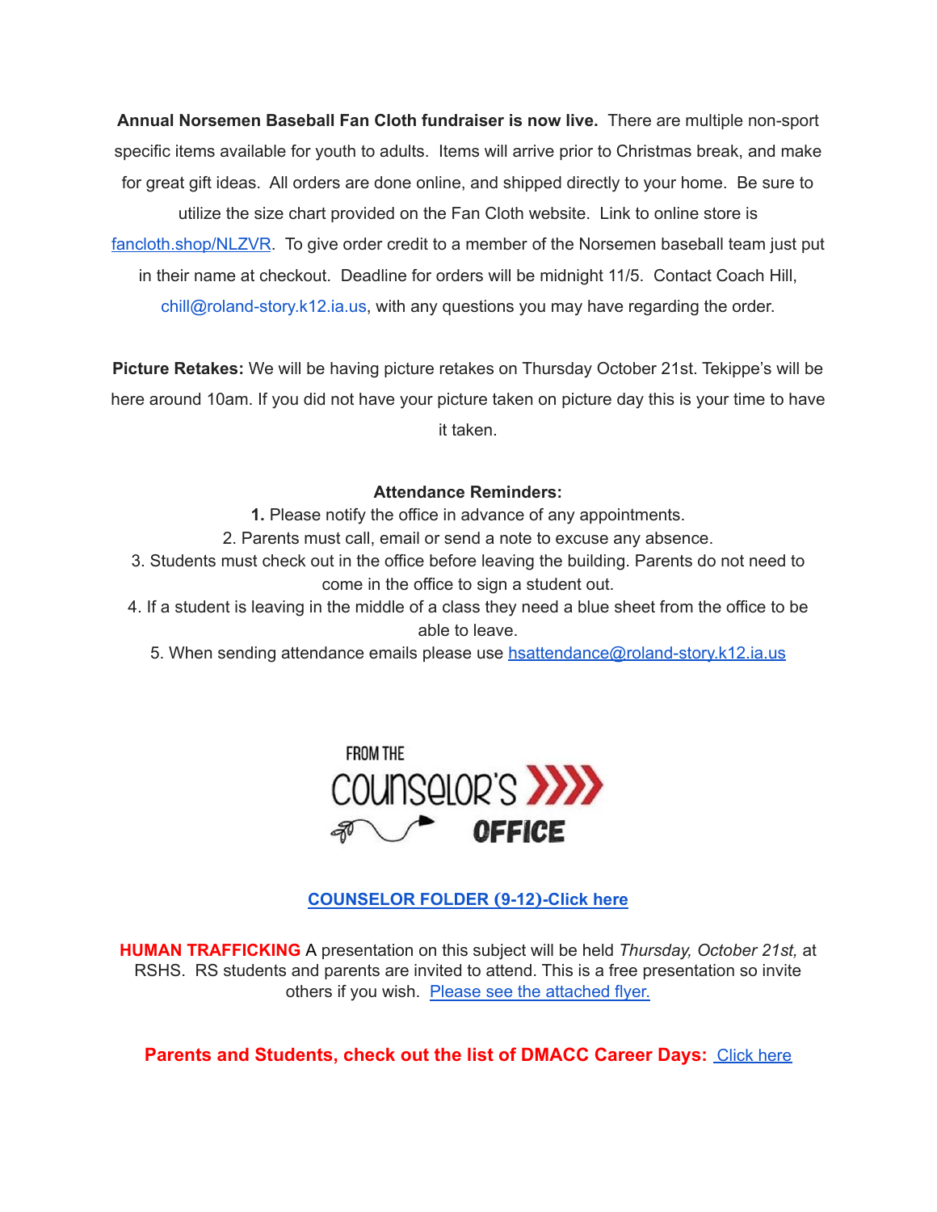**Annual Norsemen Baseball Fan Cloth fundraiser is now live.** There are multiple non-sport specific items available for youth to adults. Items will arrive prior to Christmas break, and make for great gift ideas. All orders are done online, and shipped directly to your home. Be sure to utilize the size chart provided on the Fan Cloth website. Link to online store is fancloth.shop/NLZVR. To give order credit to a member of the Norsemen baseball team just put in their name at checkout. Deadline for orders will be midnight 11/5. Contact Coach Hill, chill@roland-story.k12.ia.us, with any questions you may have regarding the order.

**Picture Retakes:** We will be having picture retakes on Thursday October 21st. Tekippe's will be here around 10am. If you did not have your picture taken on picture day this is your time to have it taken.

**Attendance Reminders:**

1. Please notify the office in advance of any appointments.
2. Parents must call, email or send a note to excuse any absence.
3. Students must check out in the office before leaving the building. Parents do not need to come in the office to sign a student out.
4. If a student is leaving in the middle of a class they need a blue sheet from the office to be able to leave.
5. When sending attendance emails please use hsattendance@roland-story.k12.ia.us

FROM THE COUNSELOR'S OFFICE

**COUNSELOR FOLDER (9-12)-Click here**

**HUMAN TRAFFICKING** A presentation on this subject will be held *Thursday, October 21st,* at RSHS. RS students and parents are invited to attend. This is a free presentation so invite others if you wish. Please see the attached flyer.

**Parents and Students, check out the list of DMACC Career Days:** Click here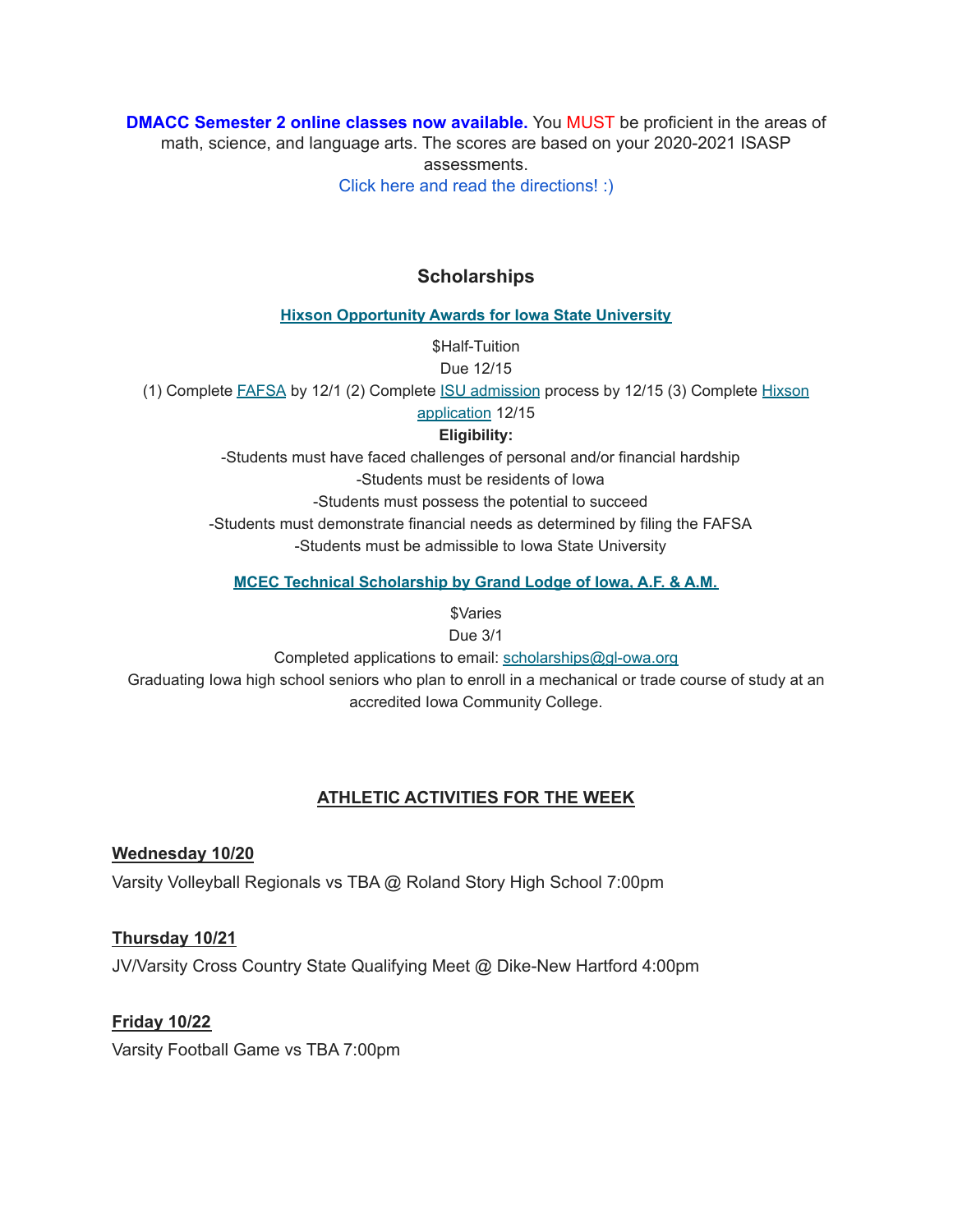**DMACC Semester 2 online classes now available.** You MUST be proficient in the areas of math, science, and language arts. The scores are based on your 2020-2021 ISASP assessments.

Click here and read the directions! :)

## Scholarships

**Hixson Opportunity Awards for Iowa State University**

$Half-Tuition

Due 12/15

(1) Complete FAFSA by 12/1 (2) Complete ISU admission process by 12/15 (3) Complete Hixson application 12/15

**Eligibility:**

-Students must have faced challenges of personal and/or financial hardship

-Students must be residents of Iowa

-Students must possess the potential to succeed

-Students must demonstrate financial needs as determined by filing the FAFSA

-Students must be admissible to Iowa State University

**MCEC Technical Scholarship by Grand Lodge of Iowa, A.F. & A.M.**

$Varies

Due 3/1

Completed applications to email: scholarships@gl-owa.org

Graduating Iowa high school seniors who plan to enroll in a mechanical or trade course of study at an accredited Iowa Community College.

## ATHLETIC ACTIVITIES FOR THE WEEK

**Wednesday 10/20**

Varsity Volleyball Regionals vs TBA @ Roland Story High School 7:00pm

**Thursday 10/21**

JV/Varsity Cross Country State Qualifying Meet @ Dike-New Hartford 4:00pm

**Friday 10/22**

Varsity Football Game vs TBA 7:00pm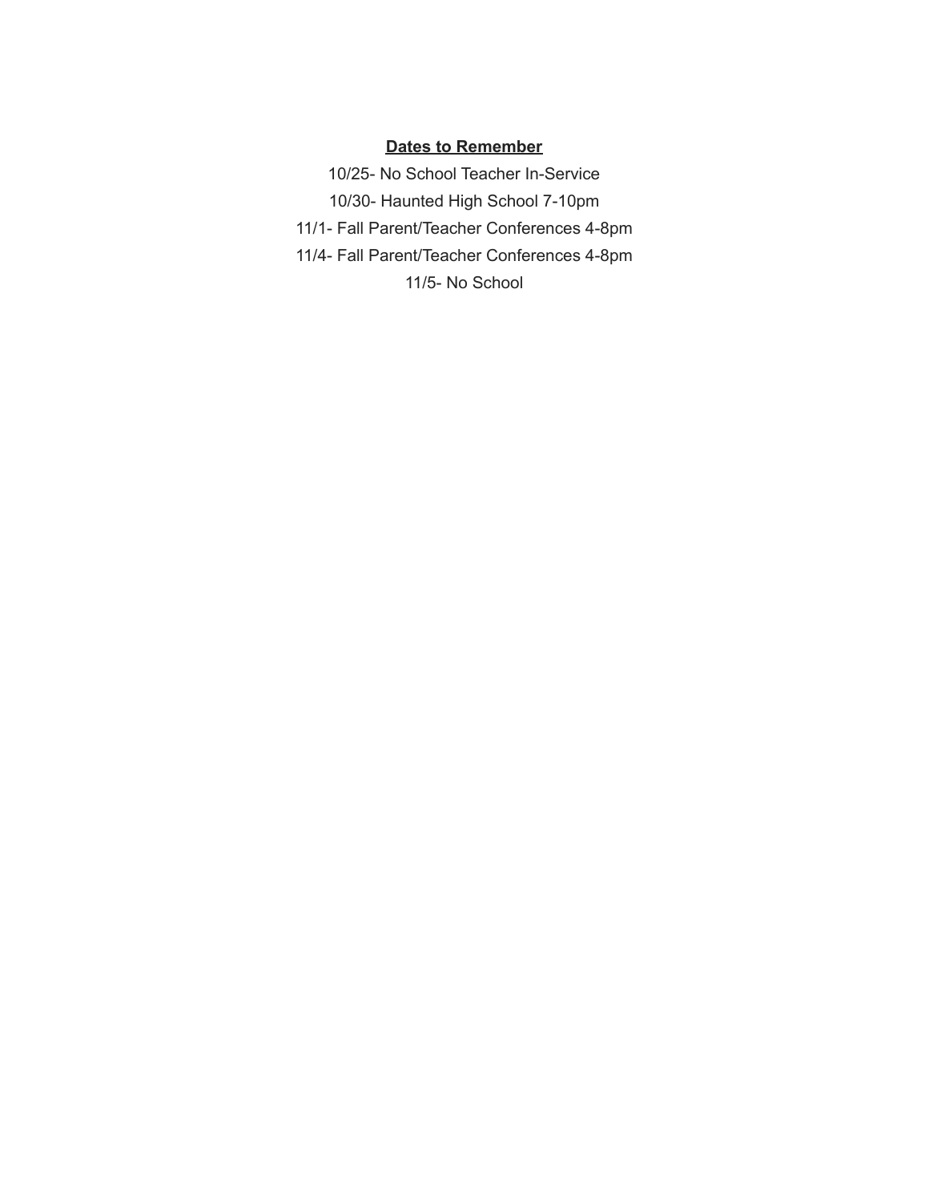**Dates to Remember**

10/25- No School Teacher In-Service

10/30- Haunted High School 7-10pm

11/1- Fall Parent/Teacher Conferences 4-8pm

11/4- Fall Parent/Teacher Conferences 4-8pm

11/5- No School